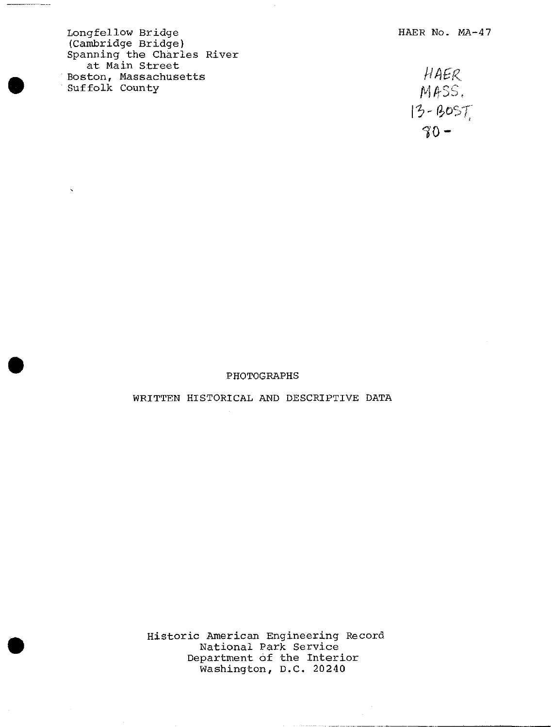Longfellow Bridge
(Cambridge Bridge)
Spanning the Charles River
at Main Street
Boston, Massachusetts
Suffolk County

HAER No. MA-47

HAER
MASS,
13-BOST,
80-

PHOTOGRAPHS

WRITTEN HISTORICAL AND DESCRIPTIVE DATA

Historic American Engineering Record
National Park Service
Department of the Interior
Washington, D.C. 20240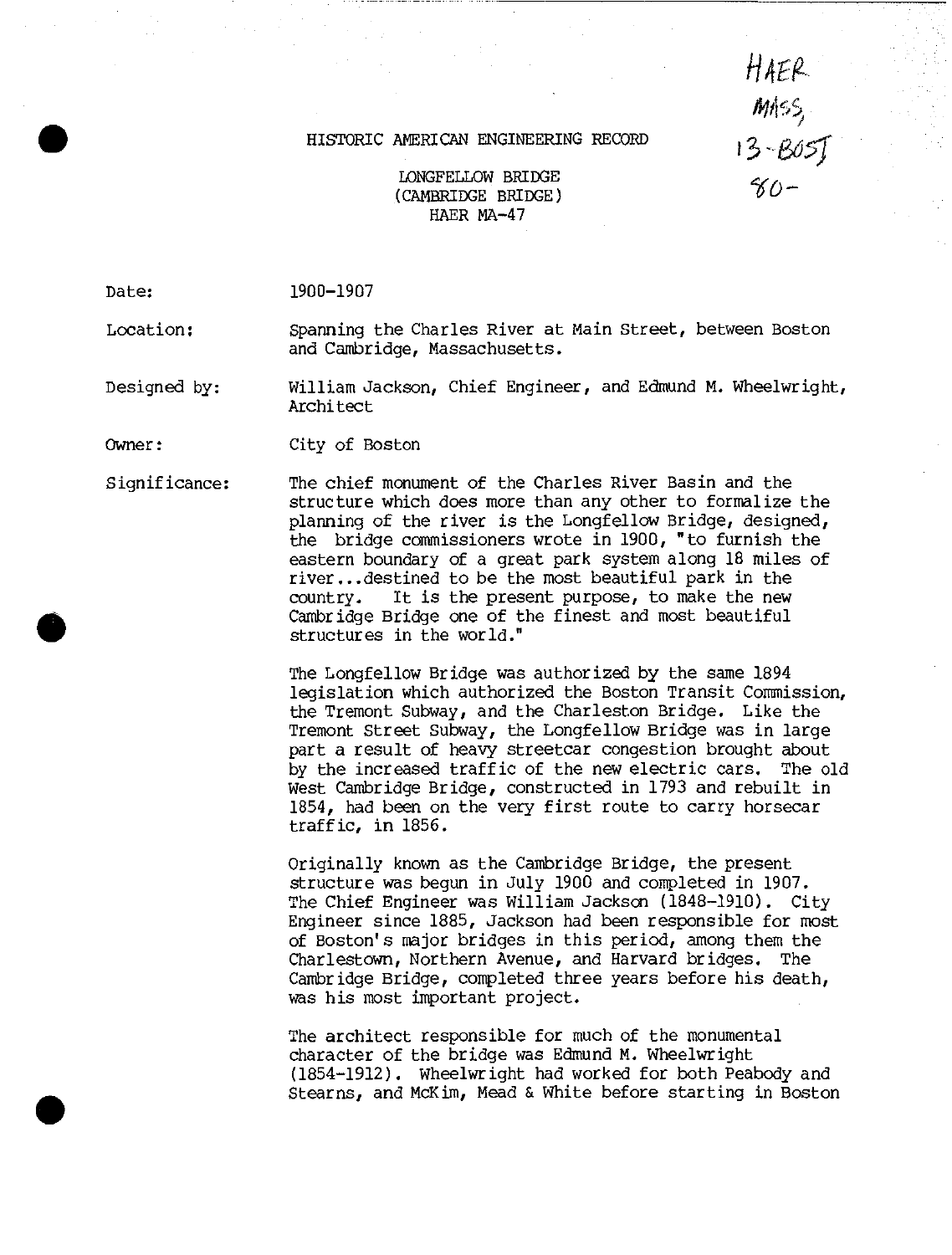HAER
MASS,
13-BOST
80-

HISTORIC AMERICAN ENGINEERING RECORD

LONGFELLOW BRIDGE
(CAMBRIDGE BRIDGE)
HAER MA-47

Date: 1900-1907

Location: Spanning the Charles River at Main Street, between Boston and Cambridge, Massachusetts.

Designed by: William Jackson, Chief Engineer, and Edmund M. Wheelwright, Architect

Owner: City of Boston

Significance: The chief monument of the Charles River Basin and the structure which does more than any other to formalize the planning of the river is the Longfellow Bridge, designed, the bridge commissioners wrote in 1900, "to furnish the eastern boundary of a great park system along 18 miles of river...destined to be the most beautiful park in the country. It is the present purpose, to make the new Cambridge Bridge one of the finest and most beautiful structures in the world."

The Longfellow Bridge was authorized by the same 1894 legislation which authorized the Boston Transit Commission, the Tremont Subway, and the Charleston Bridge. Like the Tremont Street Subway, the Longfellow Bridge was in large part a result of heavy streetcar congestion brought about by the increased traffic of the new electric cars. The old West Cambridge Bridge, constructed in 1793 and rebuilt in 1854, had been on the very first route to carry horsecar traffic, in 1856.

Originally known as the Cambridge Bridge, the present structure was begun in July 1900 and completed in 1907. The Chief Engineer was William Jackson (1848-1910). City Engineer since 1885, Jackson had been responsible for most of Boston's major bridges in this period, among them the Charlestown, Northern Avenue, and Harvard bridges. The Cambridge Bridge, completed three years before his death, was his most important project.

The architect responsible for much of the monumental character of the bridge was Edmund M. Wheelwright (1854-1912). Wheelwright had worked for both Peabody and Stearns, and McKim, Mead & White before starting in Boston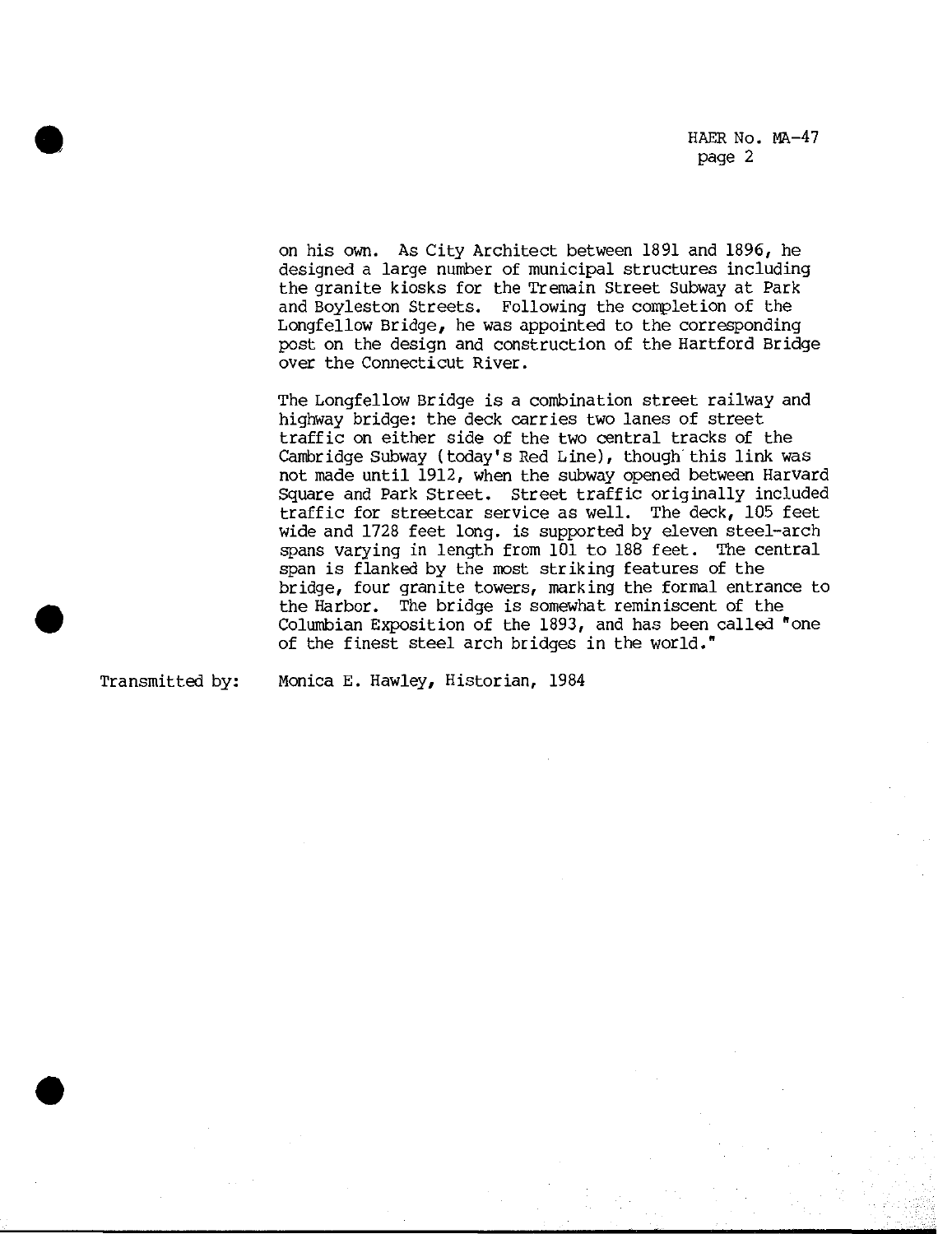on his own. As City Architect between 1891 and 1896, he designed a large number of municipal structures including the granite kiosks for the Tremain Street Subway at Park and Boyleston Streets. Following the completion of the Longfellow Bridge, he was appointed to the corresponding post on the design and construction of the Hartford Bridge over the Connecticut River.

The Longfellow Bridge is a combination street railway and highway bridge: the deck carries two lanes of street traffic on either side of the two central tracks of the Cambridge Subway (today's Red Line), though this link was not made until 1912, when the subway opened between Harvard Square and Park Street. Street traffic originally included traffic for streetcar service as well. The deck, 105 feet wide and 1728 feet long. is supported by eleven steel-arch spans varying in length from 101 to 188 feet. The central span is flanked by the most striking features of the bridge, four granite towers, marking the formal entrance to the Harbor. The bridge is somewhat reminiscent of the Columbian Exposition of the 1893, and has been called "one of the finest steel arch bridges in the world."

Transmitted by: Monica E. Hawley, Historian, 1984